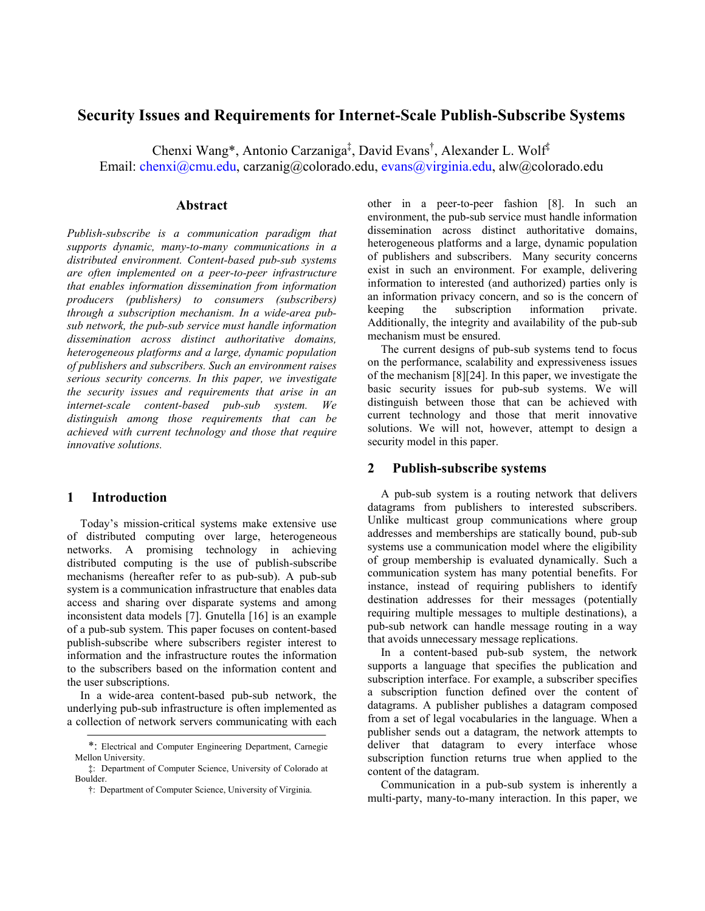# Security Issues and Requirements for Internet-Scale Publish-Subscribe Systems

Chenxi Wang*, Antonio Carzaniga‡, David Evans†, Alexander L. Wolf‡

Email: chenxi@cmu.edu, carzanig@colorado.edu, evans@virginia.edu, alw@colorado.edu

## Abstract

*Publish-subscribe is a communication paradigm that supports dynamic, many-to-many communications in a distributed environment. Content-based pub-sub systems are often implemented on a peer-to-peer infrastructure that enables information dissemination from information producers (publishers) to consumers (subscribers) through a subscription mechanism. In a wide-area pub-sub network, the pub-sub service must handle information dissemination across distinct authoritative domains, heterogeneous platforms and a large, dynamic population of publishers and subscribers. Such an environment raises serious security concerns. In this paper, we investigate the security issues and requirements that arise in an internet-scale content-based pub-sub system. We distinguish among those requirements that can be achieved with current technology and those that require innovative solutions.*

## 1 Introduction

Today's mission-critical systems make extensive use of distributed computing over large, heterogeneous networks. A promising technology in achieving distributed computing is the use of publish-subscribe mechanisms (hereafter refer to as pub-sub). A pub-sub system is a communication infrastructure that enables data access and sharing over disparate systems and among inconsistent data models [7]. Gnutella [16] is an example of a pub-sub system. This paper focuses on content-based publish-subscribe where subscribers register interest to information and the infrastructure routes the information to the subscribers based on the information content and the user subscriptions.

In a wide-area content-based pub-sub network, the underlying pub-sub infrastructure is often implemented as a collection of network servers communicating with each other in a peer-to-peer fashion [8]. In such an environment, the pub-sub service must handle information dissemination across distinct authoritative domains, heterogeneous platforms and a large, dynamic population of publishers and subscribers. Many security concerns exist in such an environment. For example, delivering information to interested (and authorized) parties only is an information privacy concern, and so is the concern of keeping the subscription information private. Additionally, the integrity and availability of the pub-sub mechanism must be ensured.

The current designs of pub-sub systems tend to focus on the performance, scalability and expressiveness issues of the mechanism [8][24]. In this paper, we investigate the basic security issues for pub-sub systems. We will distinguish between those that can be achieved with current technology and those that merit innovative solutions. We will not, however, attempt to design a security model in this paper.

## 2 Publish-subscribe systems

A pub-sub system is a routing network that delivers datagrams from publishers to interested subscribers. Unlike multicast group communications where group addresses and memberships are statically bound, pub-sub systems use a communication model where the eligibility of group membership is evaluated dynamically. Such a communication system has many potential benefits. For instance, instead of requiring publishers to identify destination addresses for their messages (potentially requiring multiple messages to multiple destinations), a pub-sub network can handle message routing in a way that avoids unnecessary message replications.

In a content-based pub-sub system, the network supports a language that specifies the publication and subscription interface. For example, a subscriber specifies a subscription function defined over the content of datagrams. A publisher publishes a datagram composed from a set of legal vocabularies in the language. When a publisher sends out a datagram, the network attempts to deliver that datagram to every interface whose subscription function returns true when applied to the content of the datagram.

Communication in a pub-sub system is inherently a multi-party, many-to-many interaction. In this paper, we

---

*: Electrical and Computer Engineering Department, Carnegie Mellon University.

‡: Department of Computer Science, University of Colorado at Boulder.

†: Department of Computer Science, University of Virginia.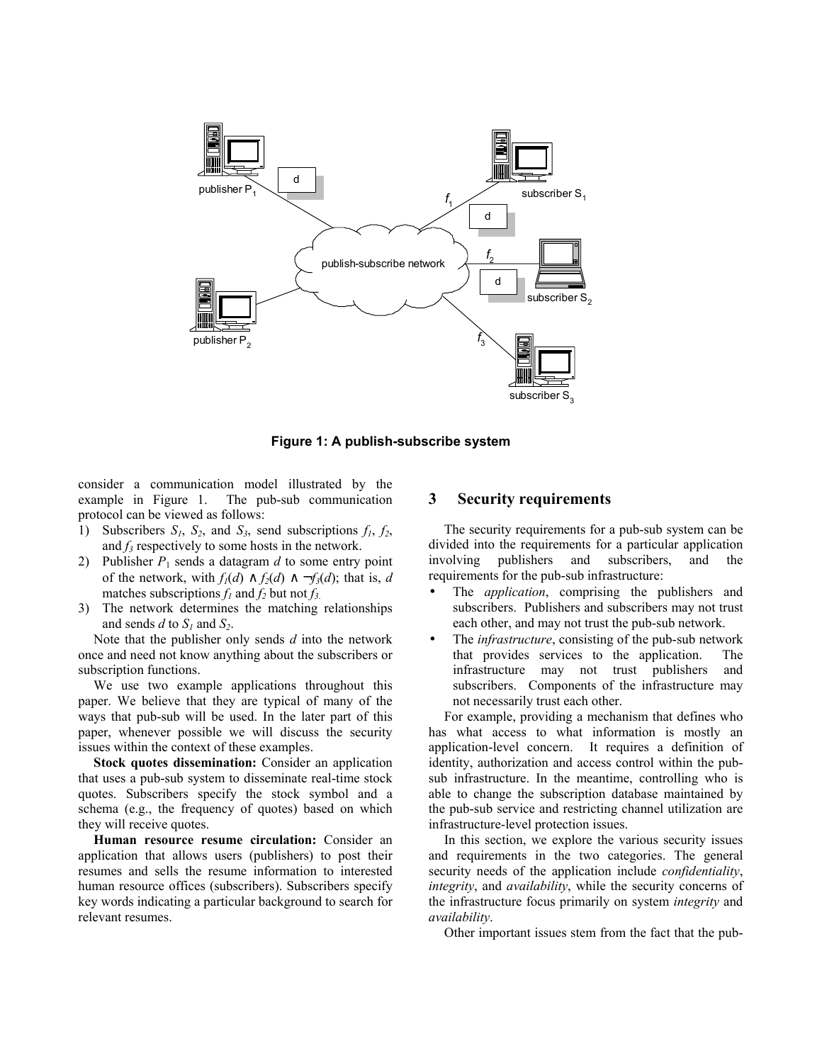Figure 1: A publish-subscribe system

consider a communication model illustrated by the example in Figure 1. The pub-sub communication protocol can be viewed as follows:

1) Subscribers $S_1$, $S_2$, and $S_3$, send subscriptions $f_1$, $f_2$, and $f_3$ respectively to some hosts in the network.
2) Publisher $P_1$ sends a datagram $d$ to some entry point of the network, with $f_1(d) \wedge f_2(d) \wedge \neg f_3(d)$; that is, $d$ matches subscriptions $f_1$ and $f_2$ but not $f_3$.
3) The network determines the matching relationships and sends $d$ to $S_1$ and $S_2$.

Note that the publisher only sends $d$ into the network once and need not know anything about the subscribers or subscription functions.

We use two example applications throughout this paper. We believe that they are typical of many of the ways that pub-sub will be used. In the later part of this paper, whenever possible we will discuss the security issues within the context of these examples.

**Stock quotes dissemination:** Consider an application that uses a pub-sub system to disseminate real-time stock quotes. Subscribers specify the stock symbol and a schema (e.g., the frequency of quotes) based on which they will receive quotes.

**Human resource resume circulation:** Consider an application that allows users (publishers) to post their resumes and sells the resume information to interested human resource offices (subscribers). Subscribers specify key words indicating a particular background to search for relevant resumes.

## 3 Security requirements

The security requirements for a pub-sub system can be divided into the requirements for a particular application involving publishers and subscribers, and the requirements for the pub-sub infrastructure:

- The *application*, comprising the publishers and subscribers. Publishers and subscribers may not trust each other, and may not trust the pub-sub network.
- The *infrastructure*, consisting of the pub-sub network that provides services to the application. The infrastructure may not trust publishers and subscribers. Components of the infrastructure may not necessarily trust each other.

For example, providing a mechanism that defines who has what access to what information is mostly an application-level concern. It requires a definition of identity, authorization and access control within the pub-sub infrastructure. In the meantime, controlling who is able to change the subscription database maintained by the pub-sub service and restricting channel utilization are infrastructure-level protection issues.

In this section, we explore the various security issues and requirements in the two categories. The general security needs of the application include *confidentiality*, *integrity*, and *availability*, while the security concerns of the infrastructure focus primarily on system *integrity* and *availability*.

Other important issues stem from the fact that the pub-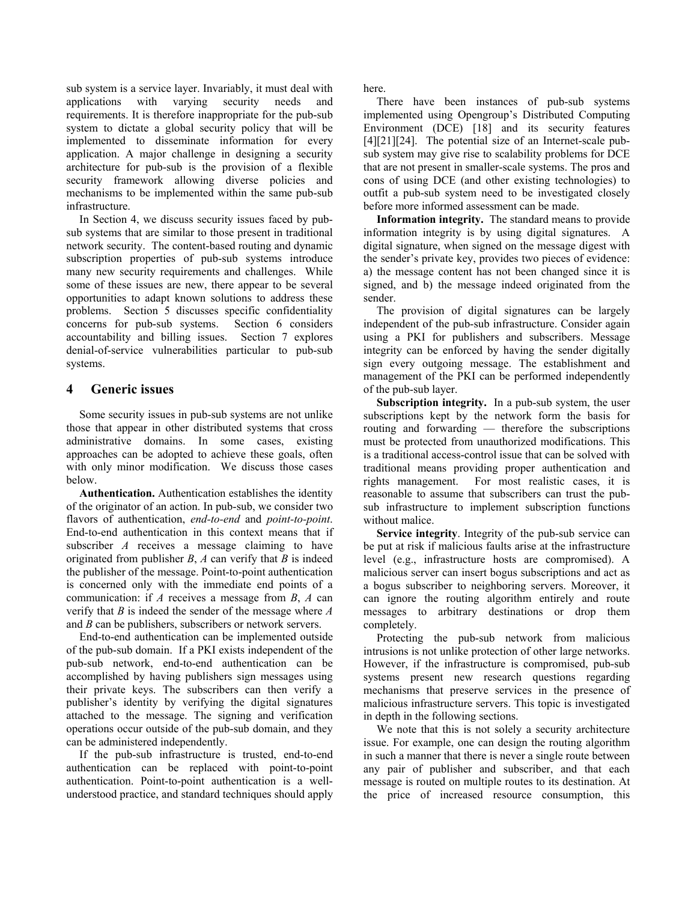sub system is a service layer. Invariably, it must deal with applications with varying security needs and requirements. It is therefore inappropriate for the pub-sub system to dictate a global security policy that will be implemented to disseminate information for every application. A major challenge in designing a security architecture for pub-sub is the provision of a flexible security framework allowing diverse policies and mechanisms to be implemented within the same pub-sub infrastructure.

In Section 4, we discuss security issues faced by pub-sub systems that are similar to those present in traditional network security. The content-based routing and dynamic subscription properties of pub-sub systems introduce many new security requirements and challenges. While some of these issues are new, there appear to be several opportunities to adapt known solutions to address these problems. Section 5 discusses specific confidentiality concerns for pub-sub systems. Section 6 considers accountability and billing issues. Section 7 explores denial-of-service vulnerabilities particular to pub-sub systems.

## 4 Generic issues

Some security issues in pub-sub systems are not unlike those that appear in other distributed systems that cross administrative domains. In some cases, existing approaches can be adopted to achieve these goals, often with only minor modification. We discuss those cases below.

**Authentication.** Authentication establishes the identity of the originator of an action. In pub-sub, we consider two flavors of authentication, *end-to-end* and *point-to-point*. End-to-end authentication in this context means that if subscriber *A* receives a message claiming to have originated from publisher *B*, *A* can verify that *B* is indeed the publisher of the message. Point-to-point authentication is concerned only with the immediate end points of a communication: if *A* receives a message from *B*, *A* can verify that *B* is indeed the sender of the message where *A* and *B* can be publishers, subscribers or network servers.

End-to-end authentication can be implemented outside of the pub-sub domain. If a PKI exists independent of the pub-sub network, end-to-end authentication can be accomplished by having publishers sign messages using their private keys. The subscribers can then verify a publisher's identity by verifying the digital signatures attached to the message. The signing and verification operations occur outside of the pub-sub domain, and they can be administered independently.

If the pub-sub infrastructure is trusted, end-to-end authentication can be replaced with point-to-point authentication. Point-to-point authentication is a well-understood practice, and standard techniques should apply here.

There have been instances of pub-sub systems implemented using Opengroup's Distributed Computing Environment (DCE) [18] and its security features [4][21][24]. The potential size of an Internet-scale pub-sub system may give rise to scalability problems for DCE that are not present in smaller-scale systems. The pros and cons of using DCE (and other existing technologies) to outfit a pub-sub system need to be investigated closely before more informed assessment can be made.

**Information integrity.** The standard means to provide information integrity is by using digital signatures. A digital signature, when signed on the message digest with the sender's private key, provides two pieces of evidence: a) the message content has not been changed since it is signed, and b) the message indeed originated from the sender.

The provision of digital signatures can be largely independent of the pub-sub infrastructure. Consider again using a PKI for publishers and subscribers. Message integrity can be enforced by having the sender digitally sign every outgoing message. The establishment and management of the PKI can be performed independently of the pub-sub layer.

**Subscription integrity.** In a pub-sub system, the user subscriptions kept by the network form the basis for routing and forwarding — therefore the subscriptions must be protected from unauthorized modifications. This is a traditional access-control issue that can be solved with traditional means providing proper authentication and rights management. For most realistic cases, it is reasonable to assume that subscribers can trust the pub-sub infrastructure to implement subscription functions without malice.

**Service integrity**. Integrity of the pub-sub service can be put at risk if malicious faults arise at the infrastructure level (e.g., infrastructure hosts are compromised). A malicious server can insert bogus subscriptions and act as a bogus subscriber to neighboring servers. Moreover, it can ignore the routing algorithm entirely and route messages to arbitrary destinations or drop them completely.

Protecting the pub-sub network from malicious intrusions is not unlike protection of other large networks. However, if the infrastructure is compromised, pub-sub systems present new research questions regarding mechanisms that preserve services in the presence of malicious infrastructure servers. This topic is investigated in depth in the following sections.

We note that this is not solely a security architecture issue. For example, one can design the routing algorithm in such a manner that there is never a single route between any pair of publisher and subscriber, and that each message is routed on multiple routes to its destination. At the price of increased resource consumption, this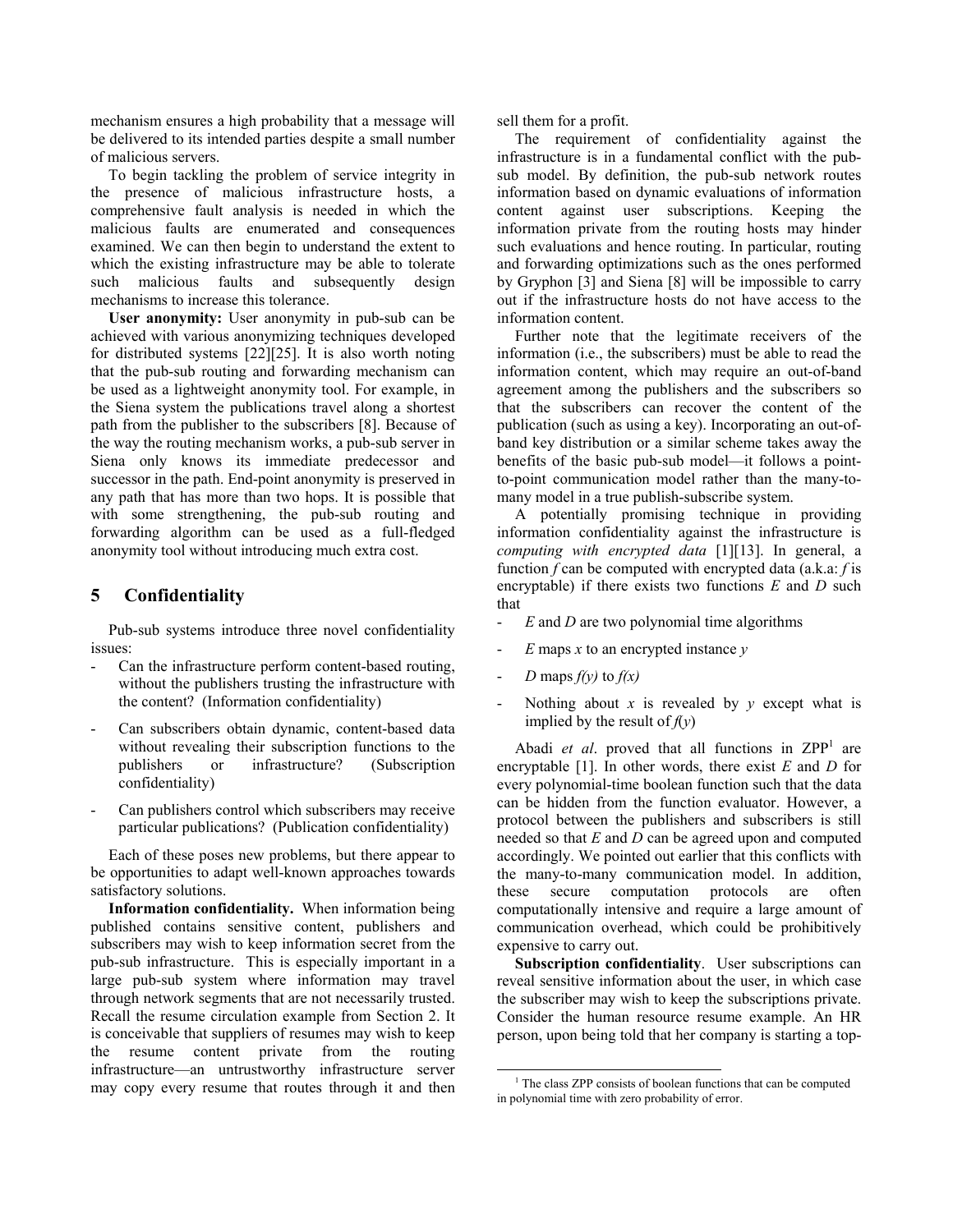mechanism ensures a high probability that a message will be delivered to its intended parties despite a small number of malicious servers.

To begin tackling the problem of service integrity in the presence of malicious infrastructure hosts, a comprehensive fault analysis is needed in which the malicious faults are enumerated and consequences examined. We can then begin to understand the extent to which the existing infrastructure may be able to tolerate such malicious faults and subsequently design mechanisms to increase this tolerance.

**User anonymity:** User anonymity in pub-sub can be achieved with various anonymizing techniques developed for distributed systems [22][25]. It is also worth noting that the pub-sub routing and forwarding mechanism can be used as a lightweight anonymity tool. For example, in the Siena system the publications travel along a shortest path from the publisher to the subscribers [8]. Because of the way the routing mechanism works, a pub-sub server in Siena only knows its immediate predecessor and successor in the path. End-point anonymity is preserved in any path that has more than two hops. It is possible that with some strengthening, the pub-sub routing and forwarding algorithm can be used as a full-fledged anonymity tool without introducing much extra cost.

## 5 Confidentiality

Pub-sub systems introduce three novel confidentiality issues:

- Can the infrastructure perform content-based routing, without the publishers trusting the infrastructure with the content? (Information confidentiality)
- Can subscribers obtain dynamic, content-based data without revealing their subscription functions to the publishers or infrastructure? (Subscription confidentiality)
- Can publishers control which subscribers may receive particular publications? (Publication confidentiality)

Each of these poses new problems, but there appear to be opportunities to adapt well-known approaches towards satisfactory solutions.

**Information confidentiality.** When information being published contains sensitive content, publishers and subscribers may wish to keep information secret from the pub-sub infrastructure. This is especially important in a large pub-sub system where information may travel through network segments that are not necessarily trusted. Recall the resume circulation example from Section 2. It is conceivable that suppliers of resumes may wish to keep the resume content private from the routing infrastructure—an untrustworthy infrastructure server may copy every resume that routes through it and then sell them for a profit.

The requirement of confidentiality against the infrastructure is in a fundamental conflict with the pub-sub model. By definition, the pub-sub network routes information based on dynamic evaluations of information content against user subscriptions. Keeping the information private from the routing hosts may hinder such evaluations and hence routing. In particular, routing and forwarding optimizations such as the ones performed by Gryphon [3] and Siena [8] will be impossible to carry out if the infrastructure hosts do not have access to the information content.

Further note that the legitimate receivers of the information (i.e., the subscribers) must be able to read the information content, which may require an out-of-band agreement among the publishers and the subscribers so that the subscribers can recover the content of the publication (such as using a key). Incorporating an out-of-band key distribution or a similar scheme takes away the benefits of the basic pub-sub model—it follows a point-to-point communication model rather than the many-to-many model in a true publish-subscribe system.

A potentially promising technique in providing information confidentiality against the infrastructure is *computing with encrypted data* [1][13]. In general, a function $f$ can be computed with encrypted data (a.k.a: $f$ is encryptable) if there exists two functions $E$ and $D$ such that

- $E$ and $D$ are two polynomial time algorithms
- $E$ maps $x$ to an encrypted instance $y$
- $D$ maps $f(y)$ to $f(x)$
- Nothing about $x$ is revealed by $y$ except what is implied by the result of $f(y)$

Abadi *et al*. proved that all functions in ZPP[1] are encryptable [1]. In other words, there exist $E$ and $D$ for every polynomial-time boolean function such that the data can be hidden from the function evaluator. However, a protocol between the publishers and subscribers is still needed so that $E$ and $D$ can be agreed upon and computed accordingly. We pointed out earlier that this conflicts with the many-to-many communication model. In addition, these secure computation protocols are often computationally intensive and require a large amount of communication overhead, which could be prohibitively expensive to carry out.

**Subscription confidentiality**. User subscriptions can reveal sensitive information about the user, in which case the subscriber may wish to keep the subscriptions private. Consider the human resource resume example. An HR person, upon being told that her company is starting a top-

[1] The class ZPP consists of boolean functions that can be computed in polynomial time with zero probability of error.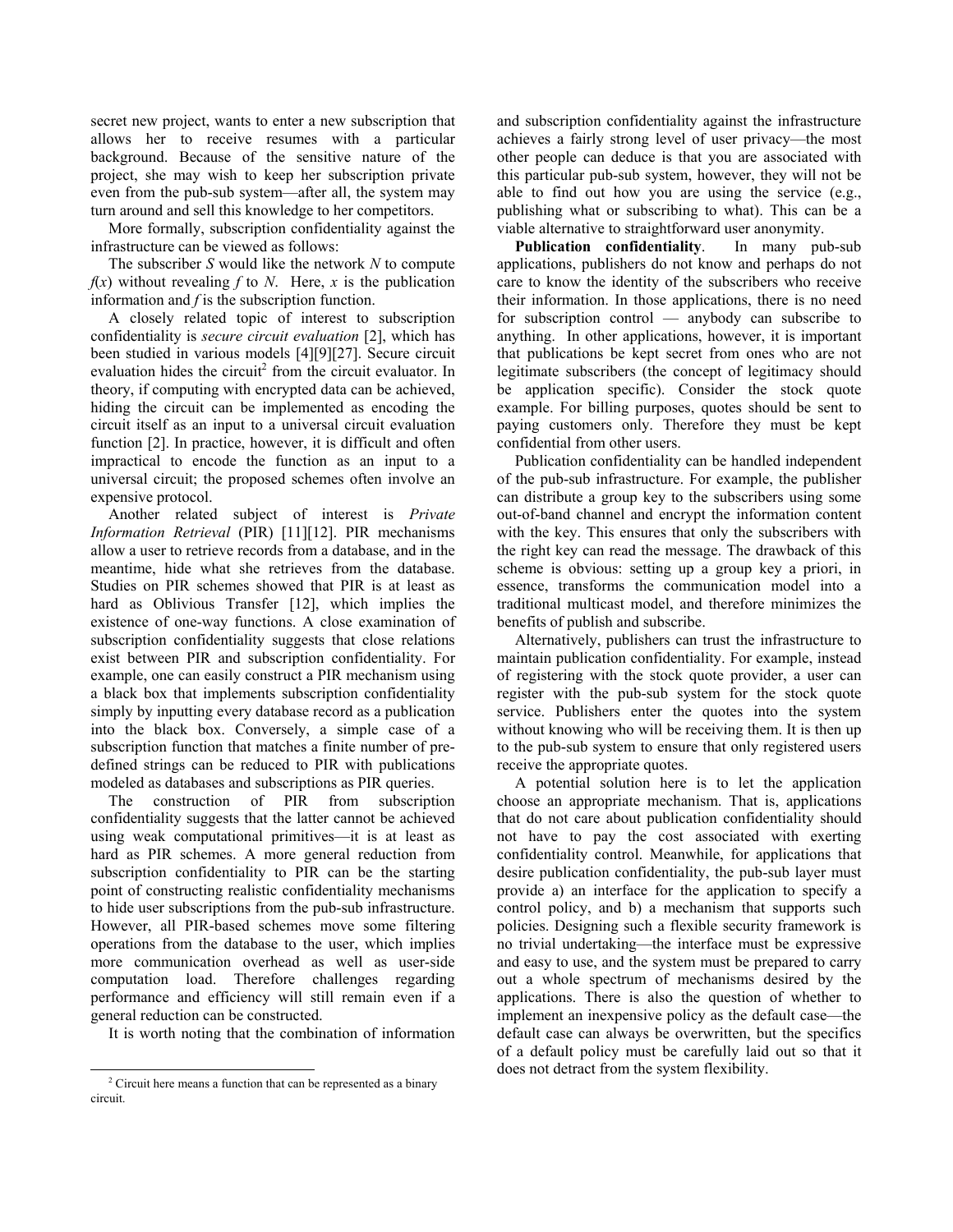secret new project, wants to enter a new subscription that allows her to receive resumes with a particular background. Because of the sensitive nature of the project, she may wish to keep her subscription private even from the pub-sub system—after all, the system may turn around and sell this knowledge to her competitors.

More formally, subscription confidentiality against the infrastructure can be viewed as follows:

The subscriber $S$ would like the network $N$ to compute $f(x)$ without revealing $f$ to $N$. Here, $x$ is the publication information and $f$ is the subscription function.

A closely related topic of interest to subscription confidentiality is *secure circuit evaluation* [2], which has been studied in various models [4][9][27]. Secure circuit evaluation hides the circuit[2] from the circuit evaluator. In theory, if computing with encrypted data can be achieved, hiding the circuit can be implemented as encoding the circuit itself as an input to a universal circuit evaluation function [2]. In practice, however, it is difficult and often impractical to encode the function as an input to a universal circuit; the proposed schemes often involve an expensive protocol.

Another related subject of interest is *Private Information Retrieval* (PIR) [11][12]. PIR mechanisms allow a user to retrieve records from a database, and in the meantime, hide what she retrieves from the database. Studies on PIR schemes showed that PIR is at least as hard as Oblivious Transfer [12], which implies the existence of one-way functions. A close examination of subscription confidentiality suggests that close relations exist between PIR and subscription confidentiality. For example, one can easily construct a PIR mechanism using a black box that implements subscription confidentiality simply by inputting every database record as a publication into the black box. Conversely, a simple case of a subscription function that matches a finite number of pre-defined strings can be reduced to PIR with publications modeled as databases and subscriptions as PIR queries.

The construction of PIR from subscription confidentiality suggests that the latter cannot be achieved using weak computational primitives—it is at least as hard as PIR schemes. A more general reduction from subscription confidentiality to PIR can be the starting point of constructing realistic confidentiality mechanisms to hide user subscriptions from the pub-sub infrastructure. However, all PIR-based schemes move some filtering operations from the database to the user, which implies more communication overhead as well as user-side computation load. Therefore challenges regarding performance and efficiency will still remain even if a general reduction can be constructed.

It is worth noting that the combination of information and subscription confidentiality against the infrastructure achieves a fairly strong level of user privacy—the most other people can deduce is that you are associated with this particular pub-sub system, however, they will not be able to find out how you are using the service (e.g., publishing what or subscribing to what). This can be a viable alternative to straightforward user anonymity.

**Publication confidentiality**. In many pub-sub applications, publishers do not know and perhaps do not care to know the identity of the subscribers who receive their information. In those applications, there is no need for subscription control — anybody can subscribe to anything. In other applications, however, it is important that publications be kept secret from ones who are not legitimate subscribers (the concept of legitimacy should be application specific). Consider the stock quote example. For billing purposes, quotes should be sent to paying customers only. Therefore they must be kept confidential from other users.

Publication confidentiality can be handled independent of the pub-sub infrastructure. For example, the publisher can distribute a group key to the subscribers using some out-of-band channel and encrypt the information content with the key. This ensures that only the subscribers with the right key can read the message. The drawback of this scheme is obvious: setting up a group key a priori, in essence, transforms the communication model into a traditional multicast model, and therefore minimizes the benefits of publish and subscribe.

Alternatively, publishers can trust the infrastructure to maintain publication confidentiality. For example, instead of registering with the stock quote provider, a user can register with the pub-sub system for the stock quote service. Publishers enter the quotes into the system without knowing who will be receiving them. It is then up to the pub-sub system to ensure that only registered users receive the appropriate quotes.

A potential solution here is to let the application choose an appropriate mechanism. That is, applications that do not care about publication confidentiality should not have to pay the cost associated with exerting confidentiality control. Meanwhile, for applications that desire publication confidentiality, the pub-sub layer must provide a) an interface for the application to specify a control policy, and b) a mechanism that supports such policies. Designing such a flexible security framework is no trivial undertaking—the interface must be expressive and easy to use, and the system must be prepared to carry out a whole spectrum of mechanisms desired by the applications. There is also the question of whether to implement an inexpensive policy as the default case—the default case can always be overwritten, but the specifics of a default policy must be carefully laid out so that it does not detract from the system flexibility.

[2] Circuit here means a function that can be represented as a binary circuit.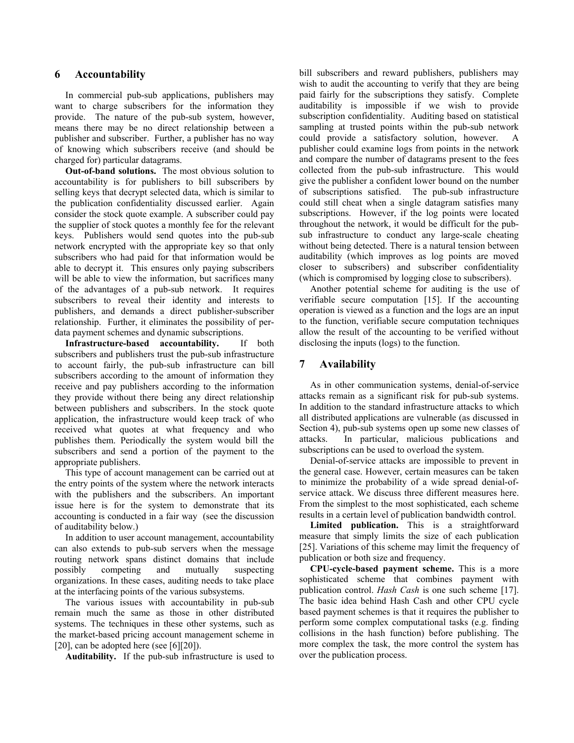## 6 Accountability

In commercial pub-sub applications, publishers may want to charge subscribers for the information they provide. The nature of the pub-sub system, however, means there may be no direct relationship between a publisher and subscriber. Further, a publisher has no way of knowing which subscribers receive (and should be charged for) particular datagrams.

**Out-of-band solutions.** The most obvious solution to accountability is for publishers to bill subscribers by selling keys that decrypt selected data, which is similar to the publication confidentiality discussed earlier. Again consider the stock quote example. A subscriber could pay the supplier of stock quotes a monthly fee for the relevant keys. Publishers would send quotes into the pub-sub network encrypted with the appropriate key so that only subscribers who had paid for that information would be able to decrypt it. This ensures only paying subscribers will be able to view the information, but sacrifices many of the advantages of a pub-sub network. It requires subscribers to reveal their identity and interests to publishers, and demands a direct publisher-subscriber relationship. Further, it eliminates the possibility of per-data payment schemes and dynamic subscriptions.

**Infrastructure-based accountability.** If both subscribers and publishers trust the pub-sub infrastructure to account fairly, the pub-sub infrastructure can bill subscribers according to the amount of information they receive and pay publishers according to the information they provide without there being any direct relationship between publishers and subscribers. In the stock quote application, the infrastructure would keep track of who received what quotes at what frequency and who publishes them. Periodically the system would bill the subscribers and send a portion of the payment to the appropriate publishers.

This type of account management can be carried out at the entry points of the system where the network interacts with the publishers and the subscribers. An important issue here is for the system to demonstrate that its accounting is conducted in a fair way (see the discussion of auditability below.)

In addition to user account management, accountability can also extends to pub-sub servers when the message routing network spans distinct domains that include possibly competing and mutually suspecting organizations. In these cases, auditing needs to take place at the interfacing points of the various subsystems.

The various issues with accountability in pub-sub remain much the same as those in other distributed systems. The techniques in these other systems, such as the market-based pricing account management scheme in [20], can be adopted here (see [6][20]).

**Auditability.** If the pub-sub infrastructure is used to bill subscribers and reward publishers, publishers may wish to audit the accounting to verify that they are being paid fairly for the subscriptions they satisfy. Complete auditability is impossible if we wish to provide subscription confidentiality. Auditing based on statistical sampling at trusted points within the pub-sub network could provide a satisfactory solution, however. A publisher could examine logs from points in the network and compare the number of datagrams present to the fees collected from the pub-sub infrastructure. This would give the publisher a confident lower bound on the number of subscriptions satisfied. The pub-sub infrastructure could still cheat when a single datagram satisfies many subscriptions. However, if the log points were located throughout the network, it would be difficult for the pub-sub infrastructure to conduct any large-scale cheating without being detected. There is a natural tension between auditability (which improves as log points are moved closer to subscribers) and subscriber confidentiality (which is compromised by logging close to subscribers).

Another potential scheme for auditing is the use of verifiable secure computation [15]. If the accounting operation is viewed as a function and the logs are an input to the function, verifiable secure computation techniques allow the result of the accounting to be verified without disclosing the inputs (logs) to the function.

## 7 Availability

As in other communication systems, denial-of-service attacks remain as a significant risk for pub-sub systems. In addition to the standard infrastructure attacks to which all distributed applications are vulnerable (as discussed in Section 4), pub-sub systems open up some new classes of attacks. In particular, malicious publications and subscriptions can be used to overload the system.

Denial-of-service attacks are impossible to prevent in the general case. However, certain measures can be taken to minimize the probability of a wide spread denial-of-service attack. We discuss three different measures here. From the simplest to the most sophisticated, each scheme results in a certain level of publication bandwidth control.

**Limited publication.** This is a straightforward measure that simply limits the size of each publication [25]. Variations of this scheme may limit the frequency of publication or both size and frequency.

**CPU-cycle-based payment scheme.** This is a more sophisticated scheme that combines payment with publication control. *Hash Cash* is one such scheme [17]. The basic idea behind Hash Cash and other CPU cycle based payment schemes is that it requires the publisher to perform some complex computational tasks (e.g. finding collisions in the hash function) before publishing. The more complex the task, the more control the system has over the publication process.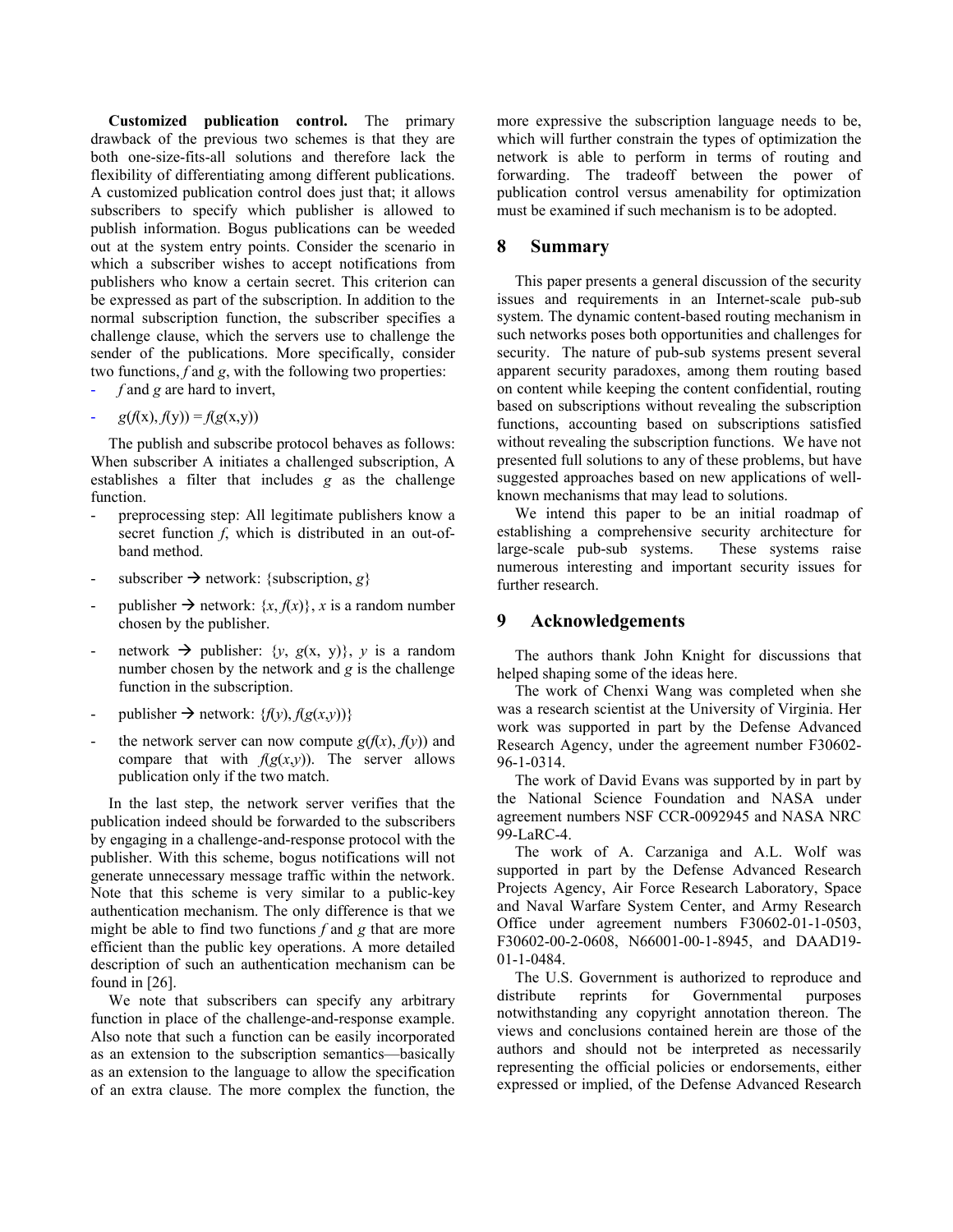**Customized publication control.** The primary drawback of the previous two schemes is that they are both one-size-fits-all solutions and therefore lack the flexibility of differentiating among different publications. A customized publication control does just that; it allows subscribers to specify which publisher is allowed to publish information. Bogus publications can be weeded out at the system entry points. Consider the scenario in which a subscriber wishes to accept notifications from publishers who know a certain secret. This criterion can be expressed as part of the subscription. In addition to the normal subscription function, the subscriber specifies a challenge clause, which the servers use to challenge the sender of the publications. More specifically, consider two functions, $f$ and $g$, with the following two properties:

- $f$ and $g$ are hard to invert,
- $g(f(x), f(y)) = f(g(x,y))$

The publish and subscribe protocol behaves as follows: When subscriber A initiates a challenged subscription, A establishes a filter that includes $g$ as the challenge function.

- preprocessing step: All legitimate publishers know a secret function $f$, which is distributed in an out-of-band method.
- subscriber → network: {subscription, $g$}
- publisher → network: $\{x, f(x)\}$, $x$ is a random number chosen by the publisher.
- network → publisher: $\{y, g(x, y)\}$, $y$ is a random number chosen by the network and $g$ is the challenge function in the subscription.
- publisher → network: $\{f(y), f(g(x,y))\}$
- the network server can now compute $g(f(x), f(y))$ and compare that with $f(g(x,y))$. The server allows publication only if the two match.

In the last step, the network server verifies that the publication indeed should be forwarded to the subscribers by engaging in a challenge-and-response protocol with the publisher. With this scheme, bogus notifications will not generate unnecessary message traffic within the network. Note that this scheme is very similar to a public-key authentication mechanism. The only difference is that we might be able to find two functions $f$ and $g$ that are more efficient than the public key operations. A more detailed description of such an authentication mechanism can be found in [26].

We note that subscribers can specify any arbitrary function in place of the challenge-and-response example. Also note that such a function can be easily incorporated as an extension to the subscription semantics—basically as an extension to the language to allow the specification of an extra clause. The more complex the function, the more expressive the subscription language needs to be, which will further constrain the types of optimization the network is able to perform in terms of routing and forwarding. The tradeoff between the power of publication control versus amenability for optimization must be examined if such mechanism is to be adopted.

## 8 Summary

This paper presents a general discussion of the security issues and requirements in an Internet-scale pub-sub system. The dynamic content-based routing mechanism in such networks poses both opportunities and challenges for security. The nature of pub-sub systems present several apparent security paradoxes, among them routing based on content while keeping the content confidential, routing based on subscriptions without revealing the subscription functions, accounting based on subscriptions satisfied without revealing the subscription functions. We have not presented full solutions to any of these problems, but have suggested approaches based on new applications of well-known mechanisms that may lead to solutions.

We intend this paper to be an initial roadmap of establishing a comprehensive security architecture for large-scale pub-sub systems. These systems raise numerous interesting and important security issues for further research.

## 9 Acknowledgements

The authors thank John Knight for discussions that helped shaping some of the ideas here.

The work of Chenxi Wang was completed when she was a research scientist at the University of Virginia. Her work was supported in part by the Defense Advanced Research Agency, under the agreement number F30602-96-1-0314.

The work of David Evans was supported by in part by the National Science Foundation and NASA under agreement numbers NSF CCR-0092945 and NASA NRC 99-LaRC-4.

The work of A. Carzaniga and A.L. Wolf was supported in part by the Defense Advanced Research Projects Agency, Air Force Research Laboratory, Space and Naval Warfare System Center, and Army Research Office under agreement numbers F30602-01-1-0503, F30602-00-2-0608, N66001-00-1-8945, and DAAD19-01-1-0484.

The U.S. Government is authorized to reproduce and distribute reprints for Governmental purposes notwithstanding any copyright annotation thereon. The views and conclusions contained herein are those of the authors and should not be interpreted as necessarily representing the official policies or endorsements, either expressed or implied, of the Defense Advanced Research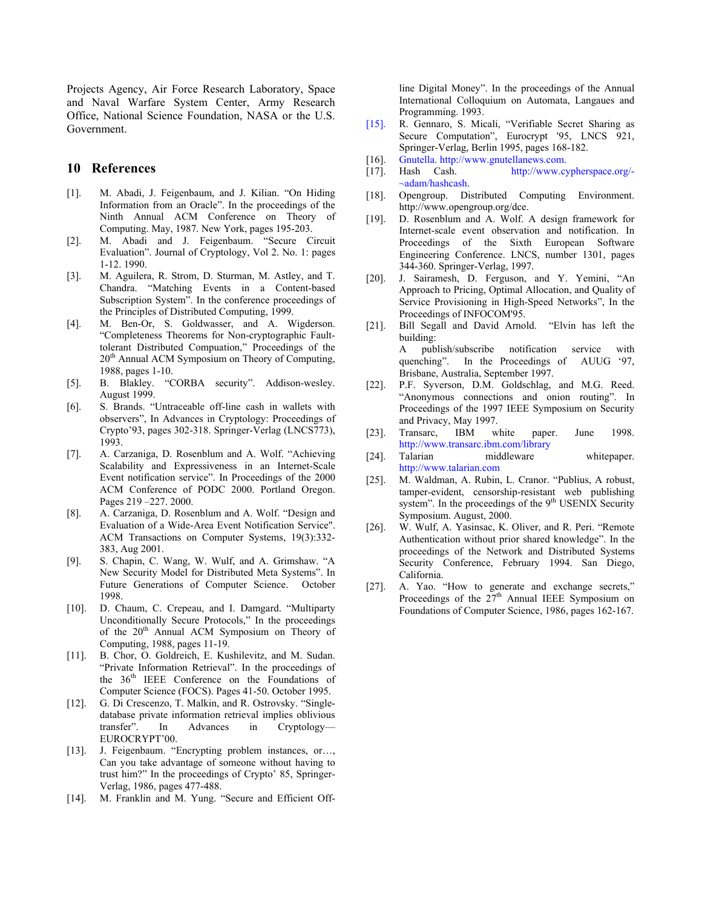Projects Agency, Air Force Research Laboratory, Space and Naval Warfare System Center, Army Research Office, National Science Foundation, NASA or the U.S. Government.

## 10 References

[1]. M. Abadi, J. Feigenbaum, and J. Kilian. "On Hiding Information from an Oracle". In the proceedings of the Ninth Annual ACM Conference on Theory of Computing. May, 1987. New York, pages 195-203.

[2]. M. Abadi and J. Feigenbaum. "Secure Circuit Evaluation". Journal of Cryptology, Vol 2. No. 1: pages 1-12. 1990.

[3]. M. Aguilera, R. Strom, D. Sturman, M. Astley, and T. Chandra. "Matching Events in a Content-based Subscription System". In the conference proceedings of the Principles of Distributed Computing, 1999.

[4]. M. Ben-Or, S. Goldwasser, and A. Wigderson. "Completeness Theorems for Non-cryptographic Fault-tolerant Distributed Compuation," Proceedings of the 20th Annual ACM Symposium on Theory of Computing, 1988, pages 1-10.

[5]. B. Blakley. "CORBA security". Addison-wesley. August 1999.

[6]. S. Brands. "Untraceable off-line cash in wallets with observers", In Advances in Cryptology: Proceedings of Crypto'93, pages 302-318. Springer-Verlag (LNCS773), 1993.

[7]. A. Carzaniga, D. Rosenblum and A. Wolf. "Achieving Scalability and Expressiveness in an Internet-Scale Event notification service". In Proceedings of the 2000 ACM Conference of PODC 2000. Portland Oregon. Pages 219 –227. 2000.

[8]. A. Carzaniga, D. Rosenblum and A. Wolf. "Design and Evaluation of a Wide-Area Event Notification Service". ACM Transactions on Computer Systems, 19(3):332-383, Aug 2001.

[9]. S. Chapin, C. Wang, W. Wulf, and A. Grimshaw. "A New Security Model for Distributed Meta Systems". In Future Generations of Computer Science. October 1998.

[10]. D. Chaum, C. Crepeau, and I. Damgard. "Multiparty Unconditionally Secure Protocols," In the proceedings of the 20th Annual ACM Symposium on Theory of Computing, 1988, pages 11-19.

[11]. B. Chor, O. Goldreich, E. Kushilevitz, and M. Sudan. "Private Information Retrieval". In the proceedings of the 36th IEEE Conference on the Foundations of Computer Science (FOCS). Pages 41-50. October 1995.

[12]. G. Di Crescenzo, T. Malkin, and R. Ostrovsky. "Single-database private information retrieval implies oblivious transfer". In Advances in Cryptology—EUROCRYPT'00.

[13]. J. Feigenbaum. "Encrypting problem instances, or…, Can you take advantage of someone without having to trust him?" In the proceedings of Crypto' 85, Springer-Verlag, 1986, pages 477-488.

[14]. M. Franklin and M. Yung. "Secure and Efficient Off-line Digital Money". In the proceedings of the Annual International Colloquium on Automata, Langaues and Programming. 1993.

[15]. R. Gennaro, S. Micali, "Verifiable Secret Sharing as Secure Computation", Eurocrypt '95, LNCS 921, Springer-Verlag, Berlin 1995, pages 168-182.

[16]. Gnutella. http://www.gnutellanews.com.

[17]. Hash Cash. http://www.cypherspace.org/-~adam/hashcash.

[18]. Opengroup. Distributed Computing Environment. http://www.opengroup.org/dce.

[19]. D. Rosenblum and A. Wolf. A design framework for Internet-scale event observation and notification. In Proceedings of the Sixth European Software Engineering Conference. LNCS, number 1301, pages 344-360. Springer-Verlag, 1997.

[20]. J. Sairamesh, D. Ferguson, and Y. Yemini, "An Approach to Pricing, Optimal Allocation, and Quality of Service Provisioning in High-Speed Networks", In the Proceedings of INFOCOM'95.

[21]. Bill Segall and David Arnold. "Elvin has left the building:
A publish/subscribe notification service with quenching". In the Proceedings of AUUG '97, Brisbane, Australia, September 1997.

[22]. P.F. Syverson, D.M. Goldschlag, and M.G. Reed. "Anonymous connections and onion routing". In Proceedings of the 1997 IEEE Symposium on Security and Privacy, May 1997.

[23]. Transarc, IBM white paper. June 1998. http://www.transarc.ibm.com/library

[24]. Talarian middleware whitepaper. http://www.talarian.com

[25]. M. Waldman, A. Rubin, L. Cranor. "Publius, A robust, tamper-evident, censorship-resistant web publishing system". In the proceedings of the 9th USENIX Security Symposium. August, 2000.

[26]. W. Wulf, A. Yasinsac, K. Oliver, and R. Peri. "Remote Authentication without prior shared knowledge". In the proceedings of the Network and Distributed Systems Security Conference, February 1994. San Diego, California.

[27]. A. Yao. "How to generate and exchange secrets," Proceedings of the 27th Annual IEEE Symposium on Foundations of Computer Science, 1986, pages 162-167.